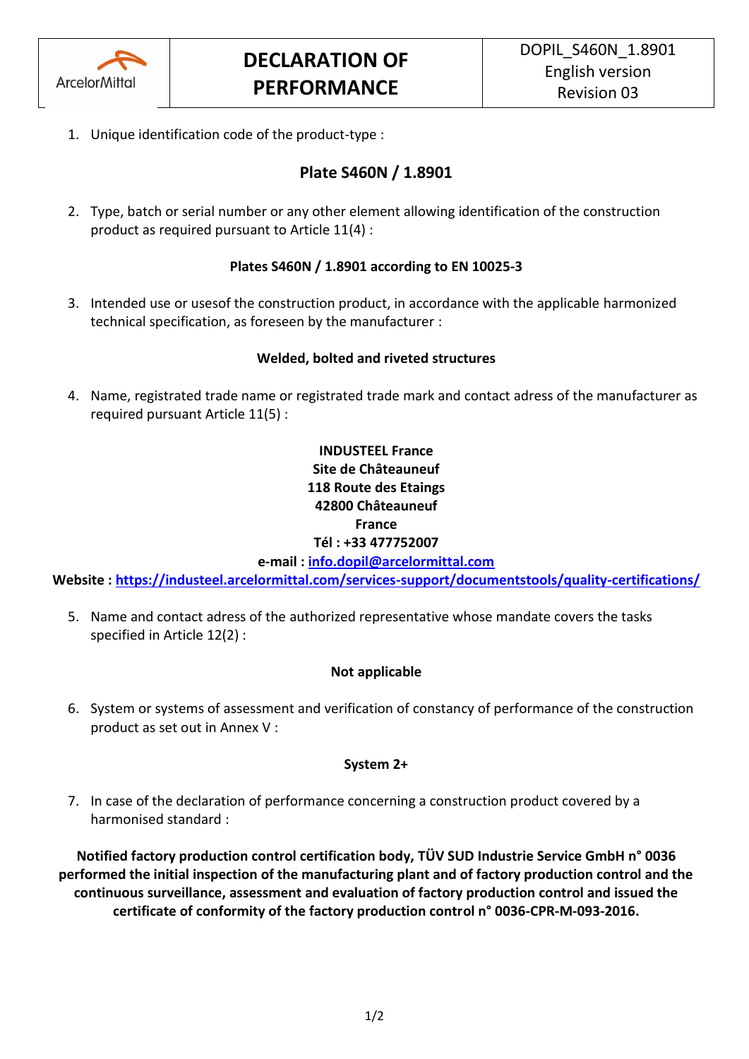| ArcelorMittal | DECLARATION OF PERFORMANCE | DOPIL_S460N_1.8901<br>English version<br>Revision 03 |
|---|---|---|

1. Unique identification code of the product-type :

## Plate S460N / 1.8901

2. Type, batch or serial number or any other element allowing identification of the construction product as required pursuant to Article 11(4) :

**Plates S460N / 1.8901 according to EN 10025-3**

3. Intended use or usesof the construction product, in accordance with the applicable harmonized technical specification, as foreseen by the manufacturer :

**Welded, bolted and riveted structures**

4. Name, registrated trade name or registrated trade mark and contact adress of the manufacturer as required pursuant Article 11(5) :

**INDUSTEEL France**
**Site de Châteauneuf**
**118 Route des Etaings**
**42800 Châteauneuf**
**France**
**Tél : +33 477752007**
**e-mail : info.dopil@arcelormittal.com**
**Website : https://industeel.arcelormittal.com/services-support/documentstools/quality-certifications/**

5. Name and contact adress of the authorized representative whose mandate covers the tasks specified in Article 12(2) :

**Not applicable**

6. System or systems of assessment and verification of constancy of performance of the construction product as set out in Annex V :

**System 2+**

7. In case of the declaration of performance concerning a construction product covered by a harmonised standard :

**Notified factory production control certification body, TÜV SUD Industrie Service GmbH n° 0036 performed the initial inspection of the manufacturing plant and of factory production control and the continuous surveillance, assessment and evaluation of factory production control and issued the certificate of conformity of the factory production control n° 0036-CPR-M-093-2016.**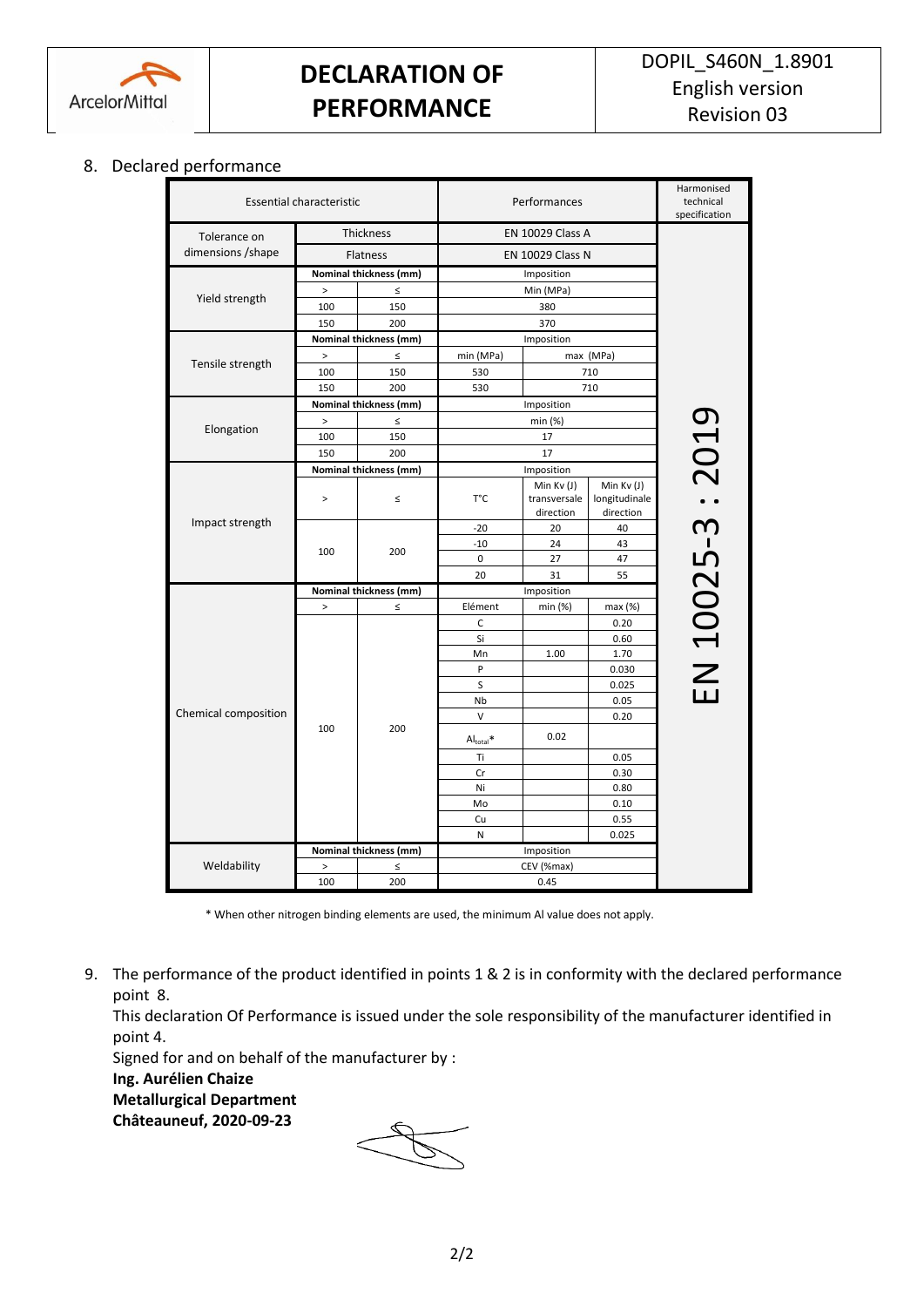## 8. Declared performance

| Essential characteristic | | | Performances | | | Harmonised technical specification |
|---|---|---|---|---|---|---|
| Tolerance on dimensions /shape | Thickness | | EN 10029 Class A | | | EN 10025-3 : 2019 |
| | Flatness | | EN 10029 Class N | | | |
| Yield strength | Nominal thickness (mm) | | Imposition | | | |
| | > | ≤ | Min (MPa) | | | |
| | 100 | 150 | 380 | | | |
| | 150 | 200 | 370 | | | |
| Tensile strength | Nominal thickness (mm) | | Imposition | | | |
| | > | ≤ | min (MPa) | max (MPa) | | |
| | 100 | 150 | 530 | 710 | | |
| | 150 | 200 | 530 | 710 | | |
| Elongation | Nominal thickness (mm) | | Imposition | | | |
| | > | ≤ | min (%) | | | |
| | 100 | 150 | 17 | | | |
| | 150 | 200 | 17 | | | |
| Impact strength | Nominal thickness (mm) | | Imposition | | | |
| | > | ≤ | T°C | Min Kv (J) transversale direction | Min Kv (J) longitudinale direction | |
| | 100 | 200 | -20 | 20 | 40 | |
| | | | -10 | 24 | 43 | |
| | | | 0 | 27 | 47 | |
| | | | 20 | 31 | 55 | |
| Chemical composition | Nominal thickness (mm) | | Imposition | | | |
| | > | ≤ | Elément | min (%) | max (%) | |
| | 100 | 200 | C | | 0.20 | |
| | | | Si | | 0.60 | |
| | | | Mn | 1.00 | 1.70 | |
| | | | P | | 0.030 | |
| | | | S | | 0.025 | |
| | | | Nb | | 0.05 | |
| | | | V | | 0.20 | |
| | | | $Al_{total}$* | 0.02 | | |
| | | | Ti | | 0.05 | |
| | | | Cr | | 0.30 | |
| | | | Ni | | 0.80 | |
| | | | Mo | | 0.10 | |
| | | | Cu | | 0.55 | |
| | | | N | | 0.025 | |
| Weldability | Nominal thickness (mm) | | Imposition | | | |
| | > | ≤ | CEV (%max) | | | |
| | 100 | 200 | 0.45 | | | |

\* When other nitrogen binding elements are used, the minimum Al value does not apply.

9. The performance of the product identified in points 1 & 2 is in conformity with the declared performance point 8.
This declaration Of Performance is issued under the sole responsibility of the manufacturer identified in point 4.
Signed for and on behalf of the manufacturer by :
**Ing. Aurélien Chaize**
**Metallurgical Department**
**Châteauneuf, 2020-09-23**